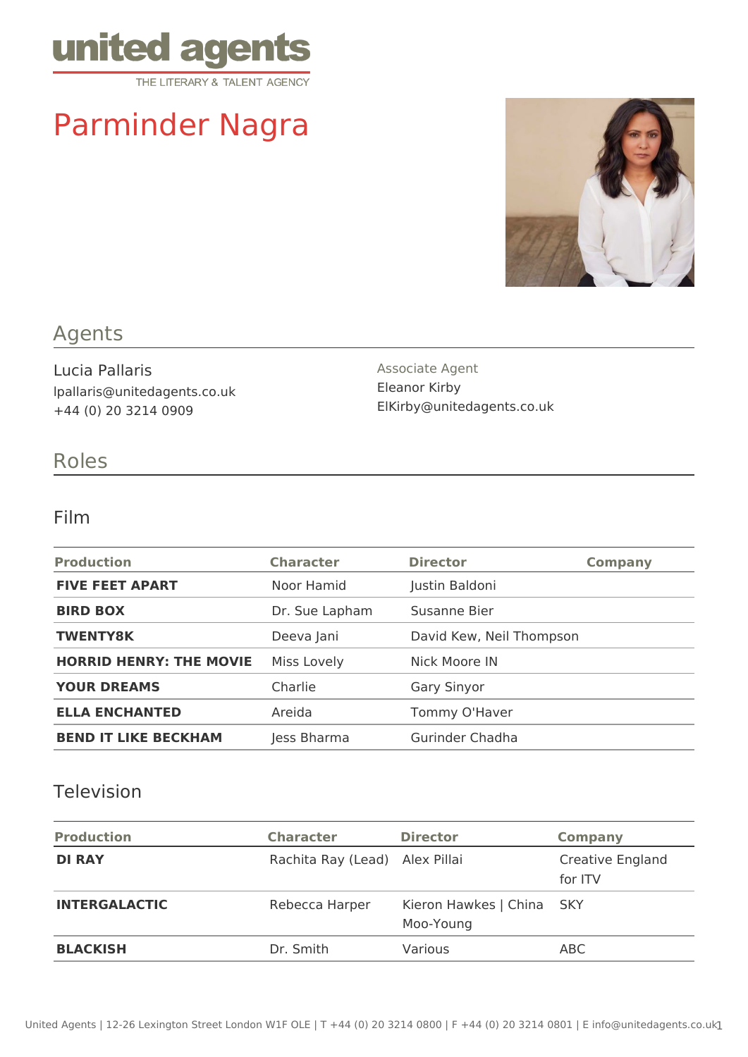united agents
THE LITERARY & TALENT AGENCY

# Parminder Nagra

## Agents

Lucia Pallaris
lpallaris@unitedagents.co.uk
+44 (0) 20 3214 0909

Associate Agent
Eleanor Kirby
ElKirby@unitedagents.co.uk

## Roles

### Film

| Production | Character | Director | Company |
|---|---|---|---|
| **FIVE FEET APART** | Noor Hamid | Justin Baldoni | |
| **BIRD BOX** | Dr. Sue Lapham | Susanne Bier | |
| **TWENTY8K** | Deeva Jani | David Kew, Neil Thompson | |
| **HORRID HENRY: THE MOVIE** | Miss Lovely | Nick Moore IN | |
| **YOUR DREAMS** | Charlie | Gary Sinyor | |
| **ELLA ENCHANTED** | Areida | Tommy O'Haver | |
| **BEND IT LIKE BECKHAM** | Jess Bharma | Gurinder Chadha | |

### Television

| Production | Character | Director | Company |
|---|---|---|---|
| **DI RAY** | Rachita Ray (Lead) | Alex Pillai | Creative England for ITV |
| **INTERGALACTIC** | Rebecca Harper | Kieron Hawkes \| China Moo-Young | SKY |
| **BLACKISH** | Dr. Smith | Various | ABC |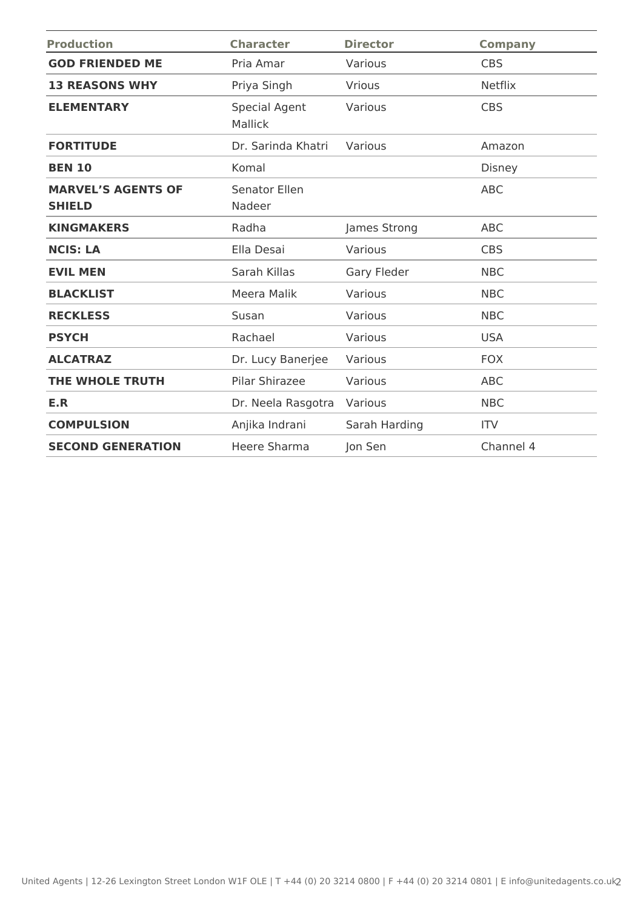| Production | Character | Director | Company |
|---|---|---|---|
| **GOD FRIENDED ME** | Pria Amar | Various | CBS |
| **13 REASONS WHY** | Priya Singh | Vrious | Netflix |
| **ELEMENTARY** | Special Agent Mallick | Various | CBS |
| **FORTITUDE** | Dr. Sarinda Khatri | Various | Amazon |
| **BEN 10** | Komal | | Disney |
| **MARVEL'S AGENTS OF SHIELD** | Senator Ellen Nadeer | | ABC |
| **KINGMAKERS** | Radha | James Strong | ABC |
| **NCIS: LA** | Ella Desai | Various | CBS |
| **EVIL MEN** | Sarah Killas | Gary Fleder | NBC |
| **BLACKLIST** | Meera Malik | Various | NBC |
| **RECKLESS** | Susan | Various | NBC |
| **PSYCH** | Rachael | Various | USA |
| **ALCATRAZ** | Dr. Lucy Banerjee | Various | FOX |
| **THE WHOLE TRUTH** | Pilar Shirazee | Various | ABC |
| **E.R** | Dr. Neela Rasgotra | Various | NBC |
| **COMPULSION** | Anjika Indrani | Sarah Harding | ITV |
| **SECOND GENERATION** | Heere Sharma | Jon Sen | Channel 4 |

United Agents | 12-26 Lexington Street London W1F OLE | T +44 (0) 20 3214 0800 | F +44 (0) 20 3214 0801 | E info@unitedagents.co.uk